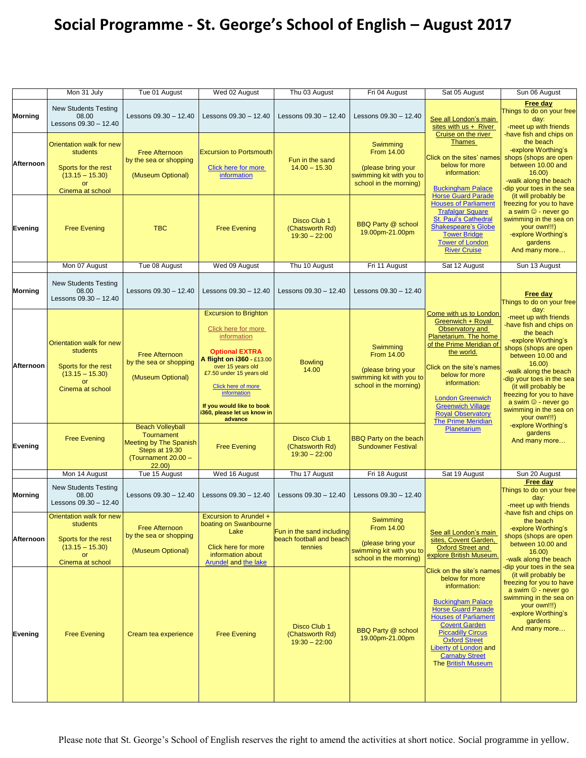# Social Programme - St. George's School of English – August 2017

| | Mon 31 July | Tue 01 August | Wed 02 August | Thu 03 August | Fri 04 August | Sat 05 August | Sun 06 August |
|---|---|---|---|---|---|---|---|
| **Morning** | New Students Testing 08.00 Lessons 09.30 – 12.40 | Lessons 09.30 – 12.40 | Lessons 09.30 – 12.40 | Lessons 09.30 – 12.40 | Lessons 09.30 – 12.40 | See all London's main sites with us + River Cruise on the river Thames<br><br>Click on the sites' names below for more information:<br><br>Buckingham Palace<br>Horse Guard Parade<br>Houses of Parliament<br>Trafalgar Square<br>St. Paul's Cathedral<br>Shakespeare's Globe<br>Tower Bridge<br>Tower of London<br>River Cruise | **Free day**<br>Things to do on your free day:<br>-meet up with friends<br>-have fish and chips on the beach<br>-explore Worthing's shops (shops are open between 10.00 and 16.00)<br>-walk along the beach<br>-dip your toes in the sea (it will probably be freezing for you to have a swim ☺ - never go swimming in the sea on your own!!!)<br>-explore Worthing's gardens<br>And many more… |
| **Afternoon** | Orientation walk for new students<br><br>Sports for the rest (13.15 – 15.30)<br>or<br>Cinema at school | Free Afternoon by the sea or shopping<br><br>(Museum Optional) | Excursion to Portsmouth<br><br>Click here for more information | Fun in the sand 14.00 – 15.30 | Swimming From 14.00<br><br>(please bring your swimming kit with you to school in the morning) | | |
| **Evening** | Free Evening | TBC | Free Evening | Disco Club 1 (Chatsworth Rd) 19:30 – 22:00 | BBQ Party @ school 19.00pm-21.00pm | | |
| | **Mon 07 August** | **Tue 08 August** | **Wed 09 August** | **Thu 10 August** | **Fri 11 August** | **Sat 12 August** | **Sun 13 August** |
| **Morning** | New Students Testing 08.00 Lessons 09.30 – 12.40 | Lessons 09.30 – 12.40 | Lessons 09.30 – 12.40 | Lessons 09.30 – 12.40 | Lessons 09.30 – 12.40 | Come with us to London Greenwich + Royal Observatory and Planetarium. The home of the Prime Meridian of the world.<br><br>Click on the site's names below for more information:<br><br>London Greenwich<br>Greenwich Village<br>Royal Observatory<br>The Prime Meridian<br>Planetarium | **Free day**<br>Things to do on your free day:<br>-meet up with friends<br>-have fish and chips on the beach<br>-explore Worthing's shops (shops are open between 10.00 and 16.00)<br>-walk along the beach<br>-dip your toes in the sea (it will probably be freezing for you to have a swim ☺ - never go swimming in the sea on your own!!!)<br>-explore Worthing's gardens<br>And many more… |
| **Afternoon** | Orientation walk for new students<br><br>Sports for the rest (13.15 – 15.30)<br>or<br>Cinema at school | Free Afternoon by the sea or shopping<br><br>(Museum Optional) | Excursion to Brighton<br><br>Click here for more information<br><br>**Optional EXTRA**<br>**A flight on i360** - £13.00 over 15 years old<br>£7.50 under 15 years old<br><br>Click here of more information<br><br>**If you would like to book i360, please let us know in advance** | Bowling 14.00 | Swimming From 14.00<br><br>(please bring your swimming kit with you to school in the morning) | | |
| **Evening** | Free Evening | Beach Volleyball Tournament Meeting by The Spanish Steps at 19.30 (Tournament 20.00 – 22.00) | Free Evening | Disco Club 1 (Chatsworth Rd) 19:30 – 22:00 | BBQ Party on the beach Sundowner Festival | | |
| | **Mon 14 August** | **Tue 15 August** | **Wed 16 August** | **Thu 17 August** | **Fri 18 August** | **Sat 19 August** | **Sun 20 August** |
| **Morning** | New Students Testing 08.00 Lessons 09.30 – 12.40 | Lessons 09.30 – 12.40 | Lessons 09.30 – 12.40 | Lessons 09.30 – 12.40 | Lessons 09.30 – 12.40 | See all London's main sites, Covent Garden, Oxford Street and explore British Museum.<br><br>Click on the site's names below for more information:<br><br>Buckingham Palace<br>Horse Guard Parade<br>Houses of Parliament<br>Covent Garden<br>Piccadilly Circus<br>Oxford Street<br>Liberty of London and Carnaby Street<br>The British Museum | **Free day**<br>Things to do on your free day:<br>-meet up with friends<br>-have fish and chips on the beach<br>-explore Worthing's shops (shops are open between 10.00 and 16.00)<br>-walk along the beach<br>-dip your toes in the sea (it will probably be freezing for you to have a swim ☺ - never go swimming in the sea on your own!!!)<br>-explore Worthing's gardens<br>And many more… |
| **Afternoon** | Orientation walk for new students<br><br>Sports for the rest (13.15 – 15.30)<br>or<br>Cinema at school | Free Afternoon by the sea or shopping<br><br>(Museum Optional) | Excursion to Arundel + boating on Swanbourne Lake<br><br>Click here for more information about Arundel and the lake | Fun in the sand including beach football and beach tennies | Swimming From 14.00<br><br>(please bring your swimming kit with you to school in the morning) | | |
| **Evening** | Free Evening | Cream tea experience | Free Evening | Disco Club 1 (Chatsworth Rd) 19:30 – 22:00 | BBQ Party @ school 19.00pm-21.00pm | | |

Please note that St. George's School of English reserves the right to amend the activities at short notice. Social programme in yellow.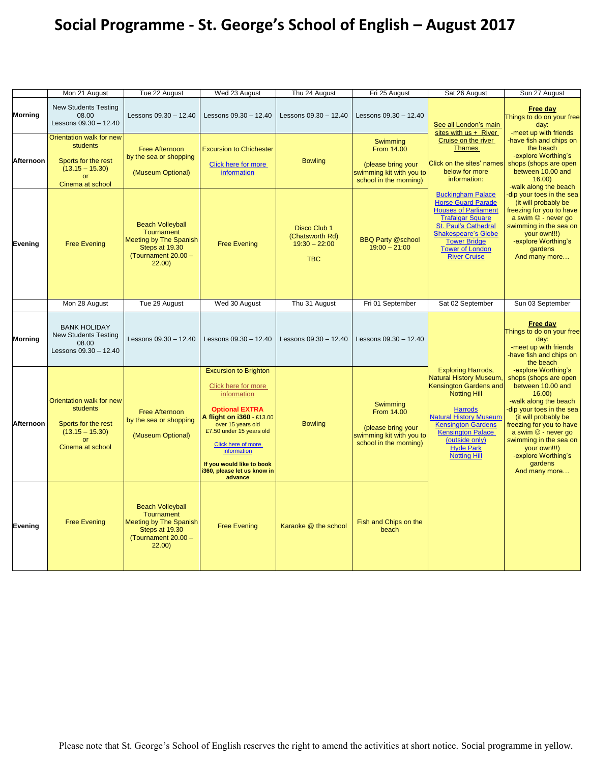# Social Programme - St. George's School of English – August 2017

| | Mon 21 August | Tue 22 August | Wed 23 August | Thu 24 August | Fri 25 August | Sat 26 August | Sun 27 August |
|---|---|---|---|---|---|---|---|
| **Morning** | New Students Testing 08.00 Lessons 09.30 – 12.40 | Lessons 09.30 – 12.40 | Lessons 09.30 – 12.40 | Lessons 09.30 – 12.40 | Lessons 09.30 – 12.40 | See all London's main sites with us + River Cruise on the river Thames<br><br>Click on the sites' names below for more information:<br><br>Buckingham Palace<br>Horse Guard Parade<br>Houses of Parliament<br>Trafalgar Square<br>St. Paul's Cathedral<br>Shakespeare's Globe<br>Tower Bridge<br>Tower of London<br>River Cruise | **Free day**<br>Things to do on your free day:<br>-meet up with friends<br>-have fish and chips on the beach<br>-explore Worthing's shops (shops are open between 10.00 and 16.00)<br>-walk along the beach<br>-dip your toes in the sea (it will probably be freezing for you to have a swim ☺ - never go swimming in the sea on your own!!!)<br>-explore Worthing's gardens<br>And many more… |
| **Afternoon** | Orientation walk for new students<br><br>Sports for the rest (13.15 – 15.30)<br>or<br>Cinema at school | Free Afternoon by the sea or shopping<br><br>(Museum Optional) | Excursion to Chichester<br><br>Click here for more information | Bowling | Swimming From 14.00<br><br>(please bring your swimming kit with you to school in the morning) | | |
| **Evening** | Free Evening | Beach Volleyball Tournament Meeting by The Spanish Steps at 19.30 (Tournament 20.00 – 22.00) | Free Evening | Disco Club 1 (Chatsworth Rd) 19:30 – 22:00<br><br>TBC | BBQ Party @school 19:00 – 21:00 | | |
| | **Mon 28 August** | **Tue 29 August** | **Wed 30 August** | **Thu 31 August** | **Fri 01 September** | **Sat 02 September** | **Sun 03 September** |
| **Morning** | BANK HOLIDAY<br>New Students Testing 08.00<br>Lessons 09.30 – 12.40 | Lessons 09.30 – 12.40 | Lessons 09.30 – 12.40 | Lessons 09.30 – 12.40 | Lessons 09.30 – 12.40 | Exploring Harrods, Natural History Museum, Kensington Gardens and Notting Hill<br><br>Harrods<br>Natural History Museum<br>Kensington Gardens<br>Kensington Palace (outside only)<br>Hyde Park<br>Notting Hill | **Free day**<br>Things to do on your free day:<br>-meet up with friends<br>-have fish and chips on the beach<br>-explore Worthing's shops (shops are open between 10.00 and 16.00)<br>-walk along the beach<br>-dip your toes in the sea (it will probably be freezing for you to have a swim ☺ - never go swimming in the sea on your own!!!)<br>-explore Worthing's gardens<br>And many more… |
| **Afternoon** | Orientation walk for new students<br><br>Sports for the rest (13.15 – 15.30)<br>or<br>Cinema at school | Free Afternoon by the sea or shopping<br><br>(Museum Optional) | Excursion to Brighton<br><br>Click here for more information<br><br>**Optional EXTRA**<br>**A flight on i360** - £13.00 over 15 years old<br>£7.50 under 15 years old<br><br>Click here of more information<br><br>**If you would like to book i360, please let us know in advance** | Bowling | Swimming From 14.00<br><br>(please bring your swimming kit with you to school in the morning) | | |
| **Evening** | Free Evening | Beach Volleyball Tournament Meeting by The Spanish Steps at 19.30 (Tournament 20.00 – 22.00) | Free Evening | Karaoke @ the school | Fish and Chips on the beach | | |

Please note that St. George's School of English reserves the right to amend the activities at short notice. Social programme in yellow.